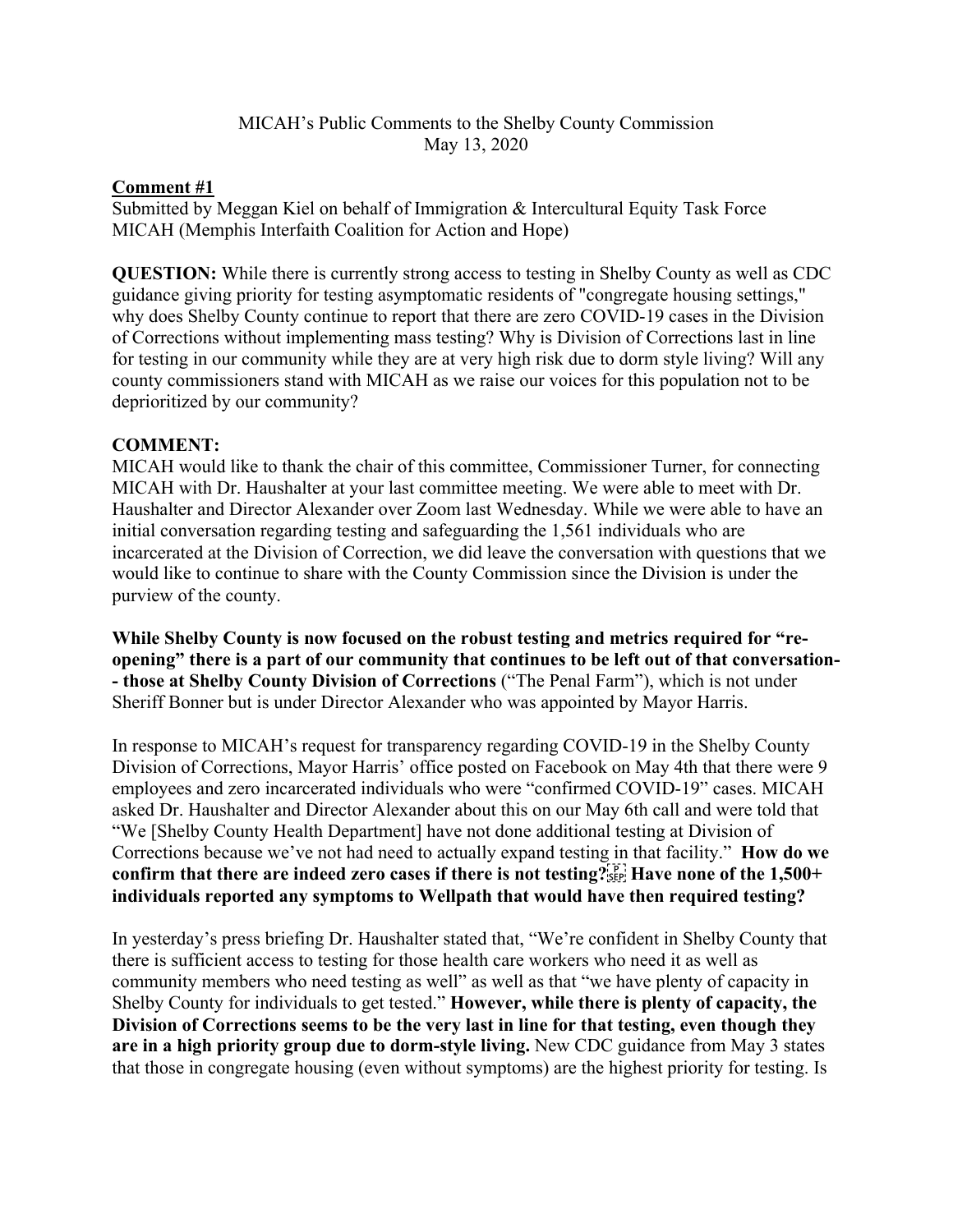MICAH's Public Comments to the Shelby County Commission
May 13, 2020

**Comment #1**

Submitted by Meggan Kiel on behalf of Immigration & Intercultural Equity Task Force MICAH (Memphis Interfaith Coalition for Action and Hope)

**QUESTION:** While there is currently strong access to testing in Shelby County as well as CDC guidance giving priority for testing asymptomatic residents of "congregate housing settings," why does Shelby County continue to report that there are zero COVID-19 cases in the Division of Corrections without implementing mass testing? Why is Division of Corrections last in line for testing in our community while they are at very high risk due to dorm style living? Will any county commissioners stand with MICAH as we raise our voices for this population not to be deprioritized by our community?

**COMMENT:**

MICAH would like to thank the chair of this committee, Commissioner Turner, for connecting MICAH with Dr. Haushalter at your last committee meeting. We were able to meet with Dr. Haushalter and Director Alexander over Zoom last Wednesday. While we were able to have an initial conversation regarding testing and safeguarding the 1,561 individuals who are incarcerated at the Division of Correction, we did leave the conversation with questions that we would like to continue to share with the County Commission since the Division is under the purview of the county.

**While Shelby County is now focused on the robust testing and metrics required for "re-opening" there is a part of our community that continues to be left out of that conversation-- those at Shelby County Division of Corrections** ("The Penal Farm"), which is not under Sheriff Bonner but is under Director Alexander who was appointed by Mayor Harris.

In response to MICAH's request for transparency regarding COVID-19 in the Shelby County Division of Corrections, Mayor Harris' office posted on Facebook on May 4th that there were 9 employees and zero incarcerated individuals who were "confirmed COVID-19" cases. MICAH asked Dr. Haushalter and Director Alexander about this on our May 6th call and were told that "We [Shelby County Health Department] have not done additional testing at Division of Corrections because we've not had need to actually expand testing in that facility." **How do we confirm that there are indeed zero cases if there is not testing? Have none of the 1,500+ individuals reported any symptoms to Wellpath that would have then required testing?**

In yesterday's press briefing Dr. Haushalter stated that, "We're confident in Shelby County that there is sufficient access to testing for those health care workers who need it as well as community members who need testing as well" as well as that "we have plenty of capacity in Shelby County for individuals to get tested." **However, while there is plenty of capacity, the Division of Corrections seems to be the very last in line for that testing, even though they are in a high priority group due to dorm-style living.** New CDC guidance from May 3 states that those in congregate housing (even without symptoms) are the highest priority for testing. Is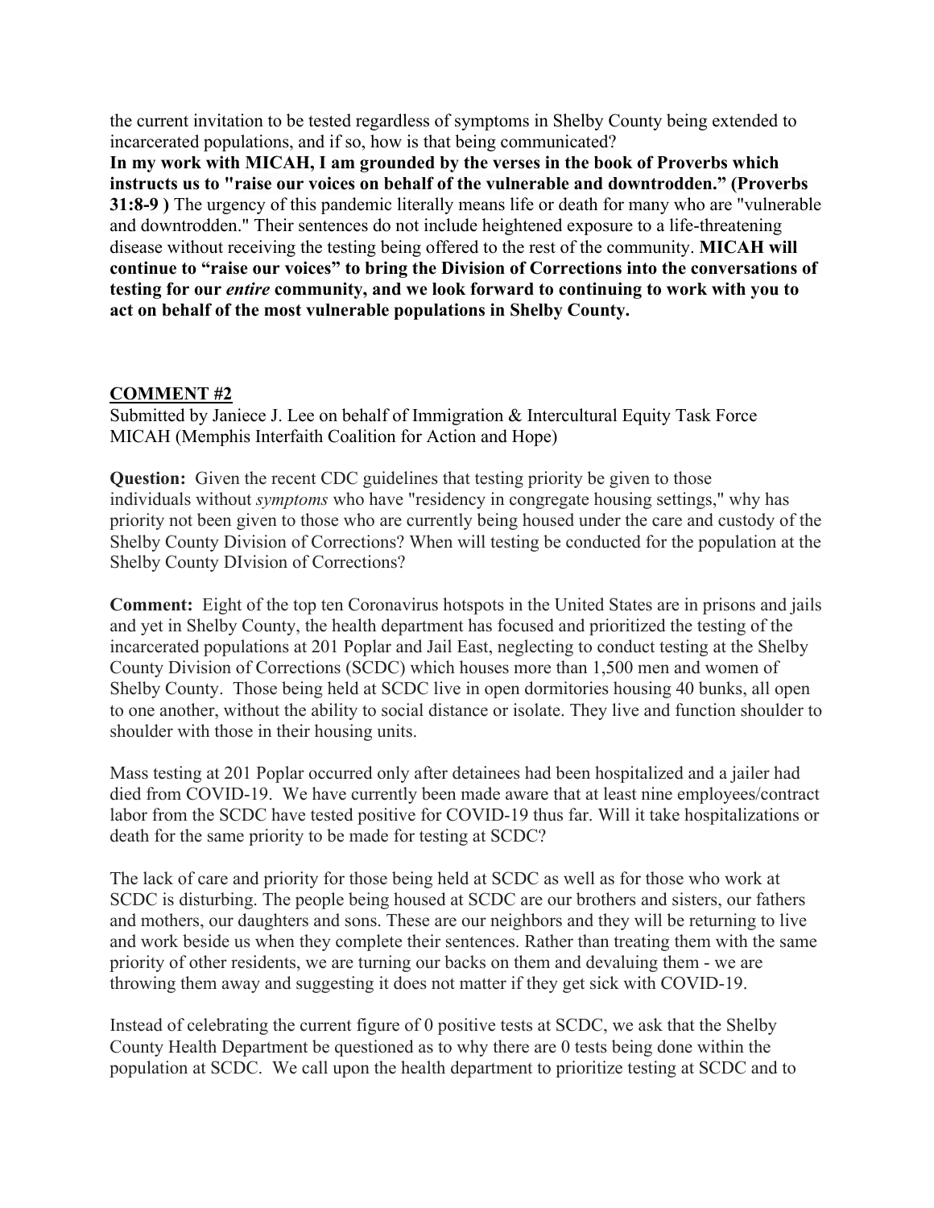the current invitation to be tested regardless of symptoms in Shelby County being extended to incarcerated populations, and if so, how is that being communicated?

**In my work with MICAH, I am grounded by the verses in the book of Proverbs which instructs us to "raise our voices on behalf of the vulnerable and downtrodden." (Proverbs 31:8-9 )** The urgency of this pandemic literally means life or death for many who are "vulnerable and downtrodden." Their sentences do not include heightened exposure to a life-threatening disease without receiving the testing being offered to the rest of the community. **MICAH will continue to "raise our voices" to bring the Division of Corrections into the conversations of testing for our *entire* community, and we look forward to continuing to work with you to act on behalf of the most vulnerable populations in Shelby County.**

## COMMENT #2

Submitted by Janiece J. Lee on behalf of Immigration & Intercultural Equity Task Force MICAH (Memphis Interfaith Coalition for Action and Hope)

**Question:** Given the recent CDC guidelines that testing priority be given to those individuals without *symptoms* who have "residency in congregate housing settings," why has priority not been given to those who are currently being housed under the care and custody of the Shelby County Division of Corrections? When will testing be conducted for the population at the Shelby County DIvision of Corrections?

**Comment:** Eight of the top ten Coronavirus hotspots in the United States are in prisons and jails and yet in Shelby County, the health department has focused and prioritized the testing of the incarcerated populations at 201 Poplar and Jail East, neglecting to conduct testing at the Shelby County Division of Corrections (SCDC) which houses more than 1,500 men and women of Shelby County. Those being held at SCDC live in open dormitories housing 40 bunks, all open to one another, without the ability to social distance or isolate. They live and function shoulder to shoulder with those in their housing units.

Mass testing at 201 Poplar occurred only after detainees had been hospitalized and a jailer had died from COVID-19. We have currently been made aware that at least nine employees/contract labor from the SCDC have tested positive for COVID-19 thus far. Will it take hospitalizations or death for the same priority to be made for testing at SCDC?

The lack of care and priority for those being held at SCDC as well as for those who work at SCDC is disturbing. The people being housed at SCDC are our brothers and sisters, our fathers and mothers, our daughters and sons. These are our neighbors and they will be returning to live and work beside us when they complete their sentences. Rather than treating them with the same priority of other residents, we are turning our backs on them and devaluing them - we are throwing them away and suggesting it does not matter if they get sick with COVID-19.

Instead of celebrating the current figure of 0 positive tests at SCDC, we ask that the Shelby County Health Department be questioned as to why there are 0 tests being done within the population at SCDC. We call upon the health department to prioritize testing at SCDC and to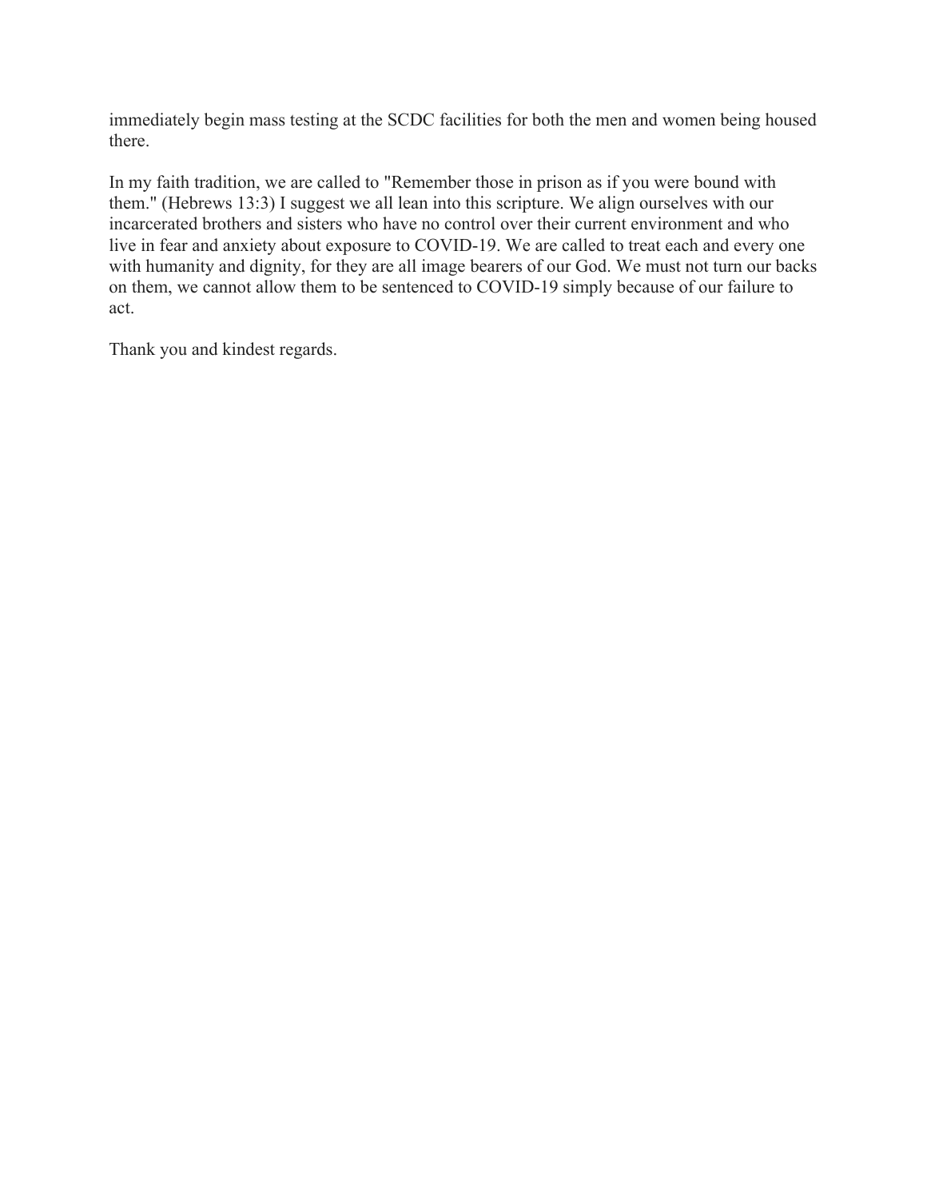immediately begin mass testing at the SCDC facilities for both the men and women being housed there.

In my faith tradition, we are called to "Remember those in prison as if you were bound with them." (Hebrews 13:3) I suggest we all lean into this scripture. We align ourselves with our incarcerated brothers and sisters who have no control over their current environment and who live in fear and anxiety about exposure to COVID-19. We are called to treat each and every one with humanity and dignity, for they are all image bearers of our God. We must not turn our backs on them, we cannot allow them to be sentenced to COVID-19 simply because of our failure to act.

Thank you and kindest regards.